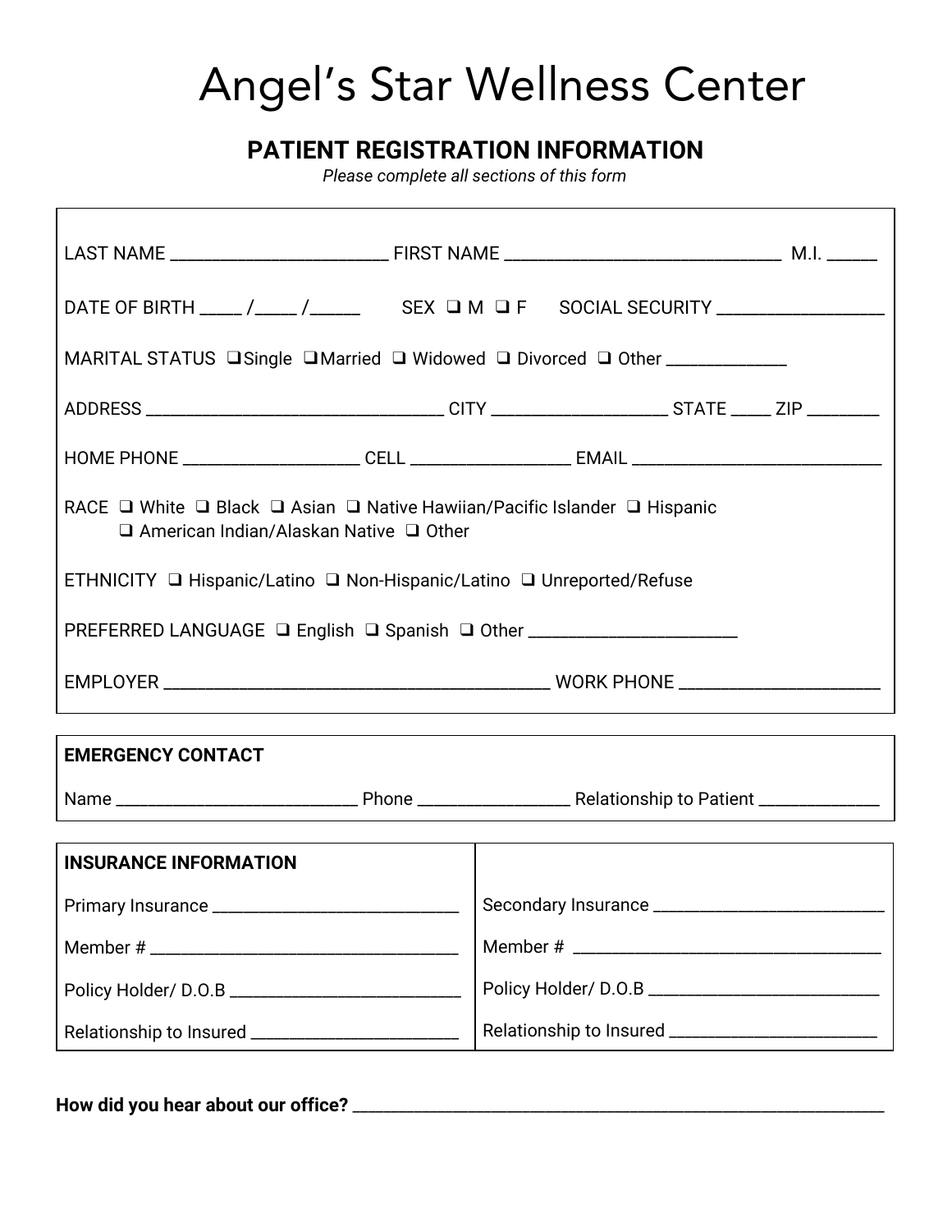# Angel's Star Wellness Center

## PATIENT REGISTRATION INFORMATION

*Please complete all sections of this form*

LAST NAME ________________________ FIRST NAME ______________________________ M.I. _____

DATE OF BIRTH ____ /____ /_____ SEX ❑ M ❑ F SOCIAL SECURITY _________________

MARITAL STATUS ❑ Single ❑ Married ❑ Widowed ❑ Divorced ❑ Other _____________

ADDRESS ________________________________ CITY __________________ STATE ____ ZIP ________

HOME PHONE ___________________ CELL _________________ EMAIL ___________________________

RACE ❑ White ❑ Black ❑ Asian ❑ Native Hawiian/Pacific Islander ❑ Hispanic ❑ American Indian/Alaskan Native ❑ Other

ETHNICITY ❑ Hispanic/Latino ❑ Non-Hispanic/Latino ❑ Unreported/Refuse

PREFERRED LANGUAGE ❑ English ❑ Spanish ❑ Other ______________________

EMPLOYER __________________________________________ WORK PHONE ______________________

**EMERGENCY CONTACT**

Name __________________________ Phone ________________ Relationship to Patient _____________

| **INSURANCE INFORMATION** | |
|---|---|
| Primary Insurance ___________________________ | Secondary Insurance __________________________ |
| Member # __________________________________ | Member # __________________________________ |
| Policy Holder/ D.O.B __________________________ | Policy Holder/ D.O.B _________________________ |
| Relationship to Insured _______________________ | Relationship to Insured _______________________ |

**How did you hear about our office?** ________________________________________________________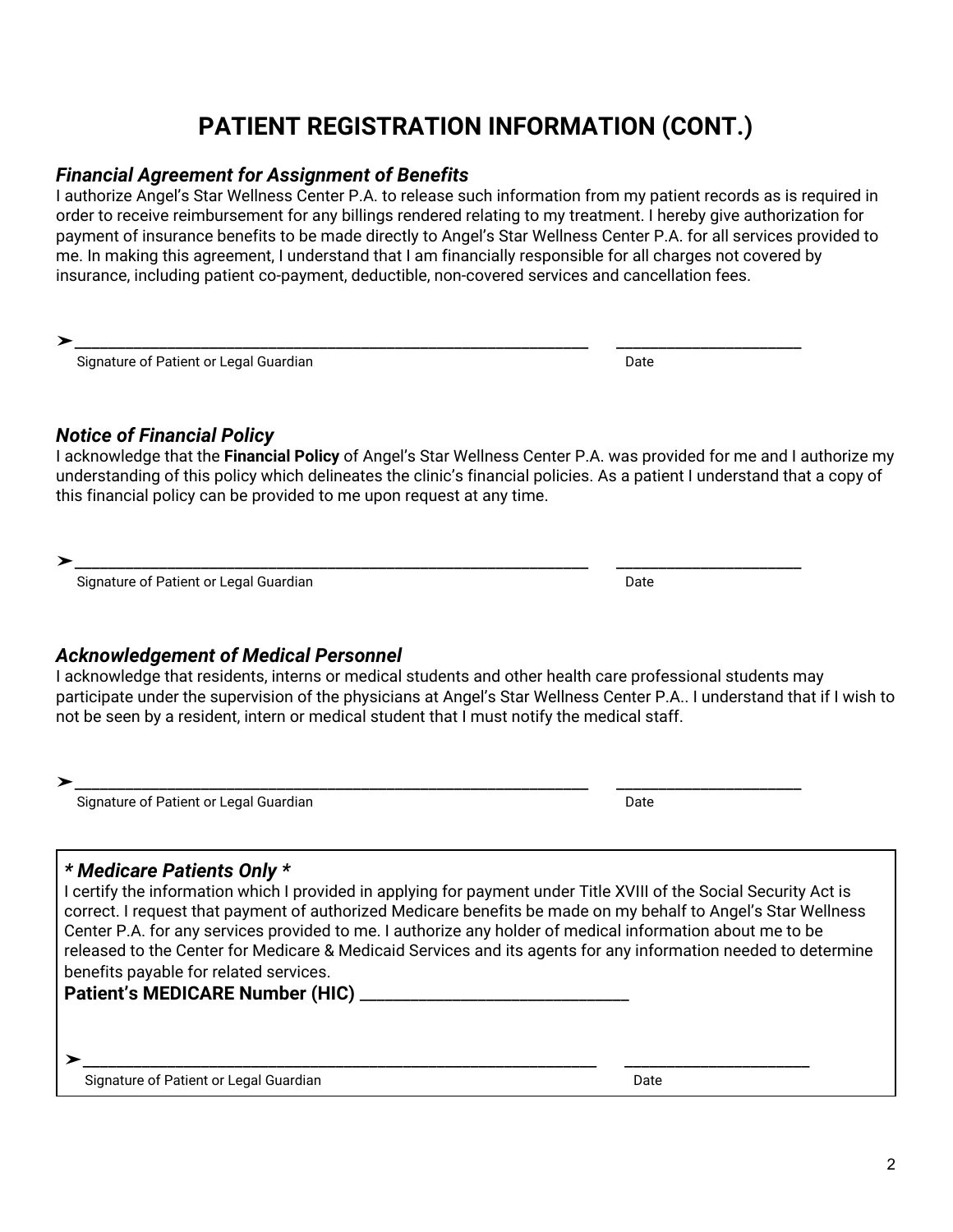# PATIENT REGISTRATION INFORMATION (CONT.)

### *Financial Agreement for Assignment of Benefits*

I authorize Angel's Star Wellness Center P.A. to release such information from my patient records as is required in order to receive reimbursement for any billings rendered relating to my treatment. I hereby give authorization for payment of insurance benefits to be made directly to Angel's Star Wellness Center P.A. for all services provided to me. In making this agreement, I understand that I am financially responsible for all charges not covered by insurance, including patient co-payment, deductible, non-covered services and cancellation fees.

➢ ______________________________________________ ________________

Signature of Patient or Legal Guardian Date

### *Notice of Financial Policy*

I acknowledge that the **Financial Policy** of Angel's Star Wellness Center P.A. was provided for me and I authorize my understanding of this policy which delineates the clinic's financial policies. As a patient I understand that a copy of this financial policy can be provided to me upon request at any time.

➢ ______________________________________________ ________________

Signature of Patient or Legal Guardian Date

### *Acknowledgement of Medical Personnel*

I acknowledge that residents, interns or medical students and other health care professional students may participate under the supervision of the physicians at Angel's Star Wellness Center P.A.. I understand that if I wish to not be seen by a resident, intern or medical student that I must notify the medical staff.

➢ ______________________________________________ ________________

Signature of Patient or Legal Guardian Date

### *\* Medicare Patients Only \**

I certify the information which I provided in applying for payment under Title XVIII of the Social Security Act is correct. I request that payment of authorized Medicare benefits be made on my behalf to Angel's Star Wellness Center P.A. for any services provided to me. I authorize any holder of medical information about me to be released to the Center for Medicare & Medicaid Services and its agents for any information needed to determine benefits payable for related services.

**Patient's MEDICARE Number (HIC)** ______________________

➢ ______________________________________________ ________________

Signature of Patient or Legal Guardian Date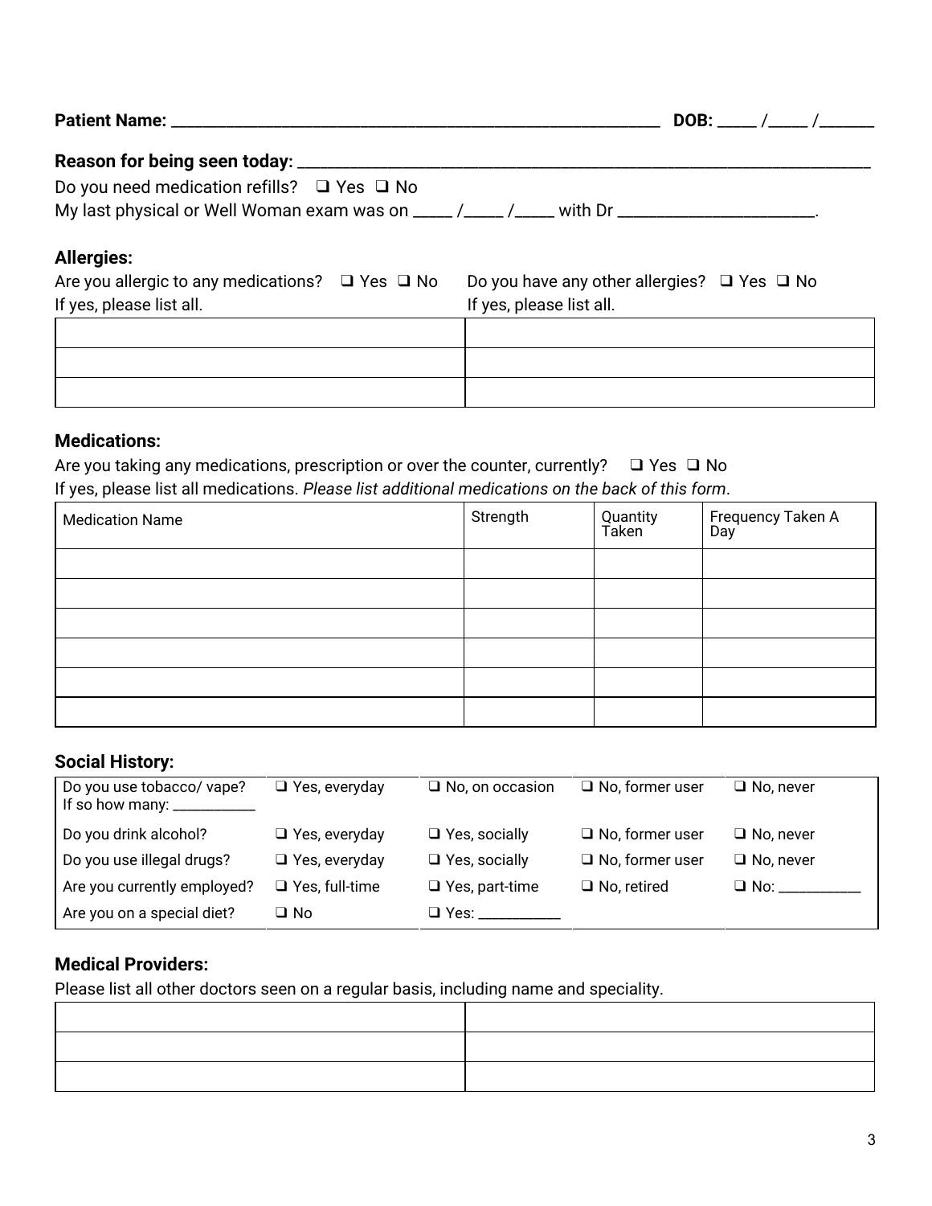**Patient Name:** _______________________________________________ **DOB:** _____ /_____ /_______

**Reason for being seen today:** _______________________________________________________

Do you need medication refills? ❑ Yes ❑ No

My last physical or Well Woman exam was on _____ /_____ /_____ with Dr _______________________.

### Allergies:

Are you allergic to any medications? ❑ Yes ❑ No
If yes, please list all.

Do you have any other allergies? ❑ Yes ❑ No
If yes, please list all.

| Medication allergies | Other allergies |
|---|---|
| | |
| | |
| | |

### Medications:

Are you taking any medications, prescription or over the counter, currently? ❑ Yes ❑ No

If yes, please list all medications. *Please list additional medications on the back of this form*.

| Medication Name | Strength | Quantity Taken | Frequency Taken A Day |
|---|---|---|---|
| | | | |
| | | | |
| | | | |
| | | | |
| | | | |
| | | | |

### Social History:

| Question | | | | |
|---|---|---|---|---|
| Do you use tobacco/ vape? If so how many: ___________ | ❑ Yes, everyday | ❑ No, on occasion | ❑ No, former user | ❑ No, never |
| Do you drink alcohol? | ❑ Yes, everyday | ❑ Yes, socially | ❑ No, former user | ❑ No, never |
| Do you use illegal drugs? | ❑ Yes, everyday | ❑ Yes, socially | ❑ No, former user | ❑ No, never |
| Are you currently employed? | ❑ Yes, full-time | ❑ Yes, part-time | ❑ No, retired | ❑ No: ___________ |
| Are you on a special diet? | ❑ No | ❑ Yes: ___________ | | |

### Medical Providers:

Please list all other doctors seen on a regular basis, including name and speciality.

| Name | Speciality |
|---|---|
| | |
| | |
| | |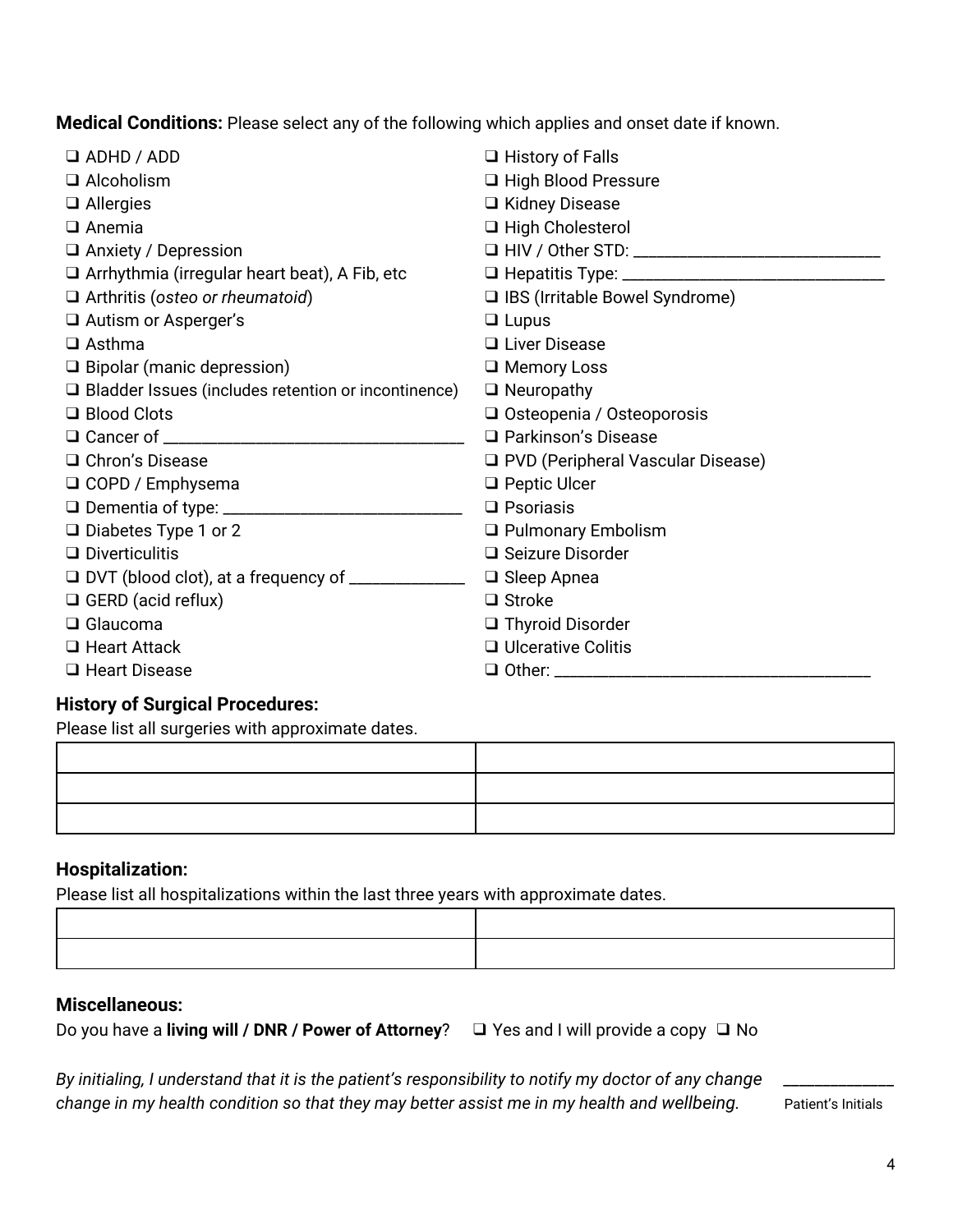**Medical Conditions:** Please select any of the following which applies and onset date if known.

- ❑ ADHD / ADD
- ❑ Alcoholism
- ❑ Allergies
- ❑ Anemia
- ❑ Anxiety / Depression
- ❑ Arrhythmia (irregular heart beat), A Fib, etc
- ❑ Arthritis (*osteo or rheumatoid*)
- ❑ Autism or Asperger's
- ❑ Asthma
- ❑ Bipolar (manic depression)
- ❑ Bladder Issues (includes retention or incontinence)
- ❑ Blood Clots
- ❑ Cancer of ___________________________________
- ❑ Chron's Disease
- ❑ COPD / Emphysema
- ❑ Dementia of type: ____________________________
- ❑ Diabetes Type 1 or 2
- ❑ Diverticulitis
- ❑ DVT (blood clot), at a frequency of _____________
- ❑ GERD (acid reflux)
- ❑ Glaucoma
- ❑ Heart Attack
- ❑ Heart Disease
- ❑ History of Falls
- ❑ High Blood Pressure
- ❑ Kidney Disease
- ❑ High Cholesterol
- ❑ HIV / Other STD: _____________________________
- ❑ Hepatitis Type: _______________________________
- ❑ IBS (Irritable Bowel Syndrome)
- ❑ Lupus
- ❑ Liver Disease
- ❑ Memory Loss
- ❑ Neuropathy
- ❑ Osteopenia / Osteoporosis
- ❑ Parkinson's Disease
- ❑ PVD (Peripheral Vascular Disease)
- ❑ Peptic Ulcer
- ❑ Psoriasis
- ❑ Pulmonary Embolism
- ❑ Seizure Disorder
- ❑ Sleep Apnea
- ❑ Stroke
- ❑ Thyroid Disorder
- ❑ Ulcerative Colitis
- ❑ Other: _____________________________________

### History of Surgical Procedures:

Please list all surgeries with approximate dates.

| | |
|---|---|
| | |
| | |
| | |

### Hospitalization:

Please list all hospitalizations within the last three years with approximate dates.

| | |
|---|---|
| | |
| | |

### Miscellaneous:

Do you have a **living will / DNR / Power of Attorney**? ❑ Yes and I will provide a copy ❑ No

*By initialing, I understand that it is the patient's responsibility to notify my doctor of any change change in my health condition so that they may better assist me in my health and wellbeing.* _____________ Patient's Initials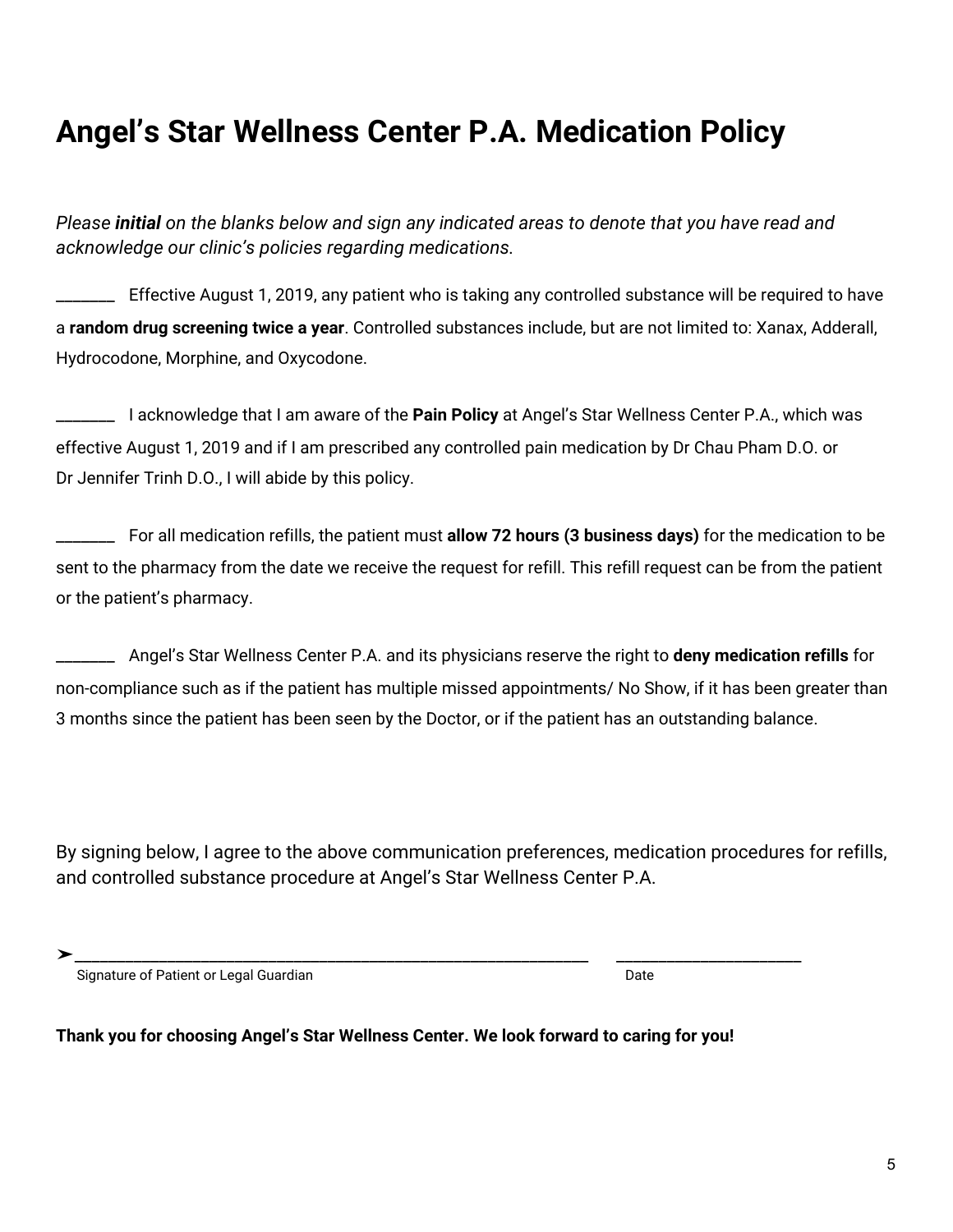# Angel’s Star Wellness Center P.A. Medication Policy

*Please **initial** on the blanks below and sign any indicated areas to denote that you have read and acknowledge our clinic’s policies regarding medications.*

_______ Effective August 1, 2019, any patient who is taking any controlled substance will be required to have a **random drug screening twice a year**. Controlled substances include, but are not limited to: Xanax, Adderall, Hydrocodone, Morphine, and Oxycodone.

_______ I acknowledge that I am aware of the **Pain Policy** at Angel’s Star Wellness Center P.A., which was effective August 1, 2019 and if I am prescribed any controlled pain medication by Dr Chau Pham D.O. or Dr Jennifer Trinh D.O., I will abide by this policy.

_______ For all medication refills, the patient must **allow 72 hours (3 business days)** for the medication to be sent to the pharmacy from the date we receive the request for refill. This refill request can be from the patient or the patient’s pharmacy.

_______ Angel’s Star Wellness Center P.A. and its physicians reserve the right to **deny medication refills** for non-compliance such as if the patient has multiple missed appointments/ No Show, if it has been greater than 3 months since the patient has been seen by the Doctor, or if the patient has an outstanding balance.

By signing below, I agree to the above communication preferences, medication procedures for refills, and controlled substance procedure at Angel’s Star Wellness Center P.A.

➤ ______________________________________________ ____________________

Signature of Patient or Legal Guardian Date

**Thank you for choosing Angel’s Star Wellness Center. We look forward to caring for you!**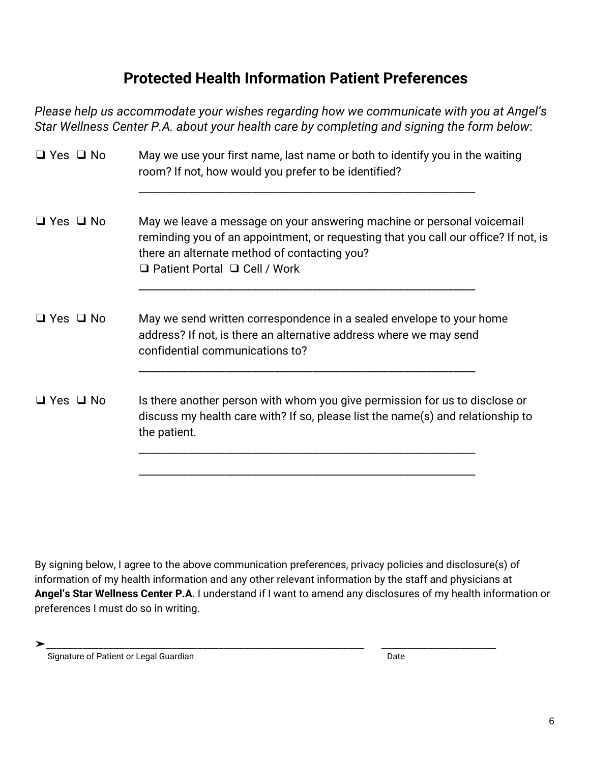# Protected Health Information Patient Preferences

*Please help us accommodate your wishes regarding how we communicate with you at Angel's Star Wellness Center P.A. about your health care by completing and signing the form below*:

❑ Yes ❑ No May we use your first name, last name or both to identify you in the waiting room? If not, how would you prefer to be identified?

______________________________________________________

❑ Yes ❑ No May we leave a message on your answering machine or personal voicemail reminding you of an appointment, or requesting that you call our office? If not, is there an alternate method of contacting you?
❑ Patient Portal ❑ Cell / Work

______________________________________________________

❑ Yes ❑ No May we send written correspondence in a sealed envelope to your home address? If not, is there an alternative address where we may send confidential communications to?

______________________________________________________

❑ Yes ❑ No Is there another person with whom you give permission for us to disclose or discuss my health care with? If so, please list the name(s) and relationship to the patient.

______________________________________________________

______________________________________________________

By signing below, I agree to the above communication preferences, privacy policies and disclosure(s) of information of my health information and any other relevant information by the staff and physicians at **Angel's Star Wellness Center P.A**. I understand if I want to amend any disclosures of my health information or preferences I must do so in writing.

➤______________________________________________________ ____________________
Signature of Patient or Legal Guardian Date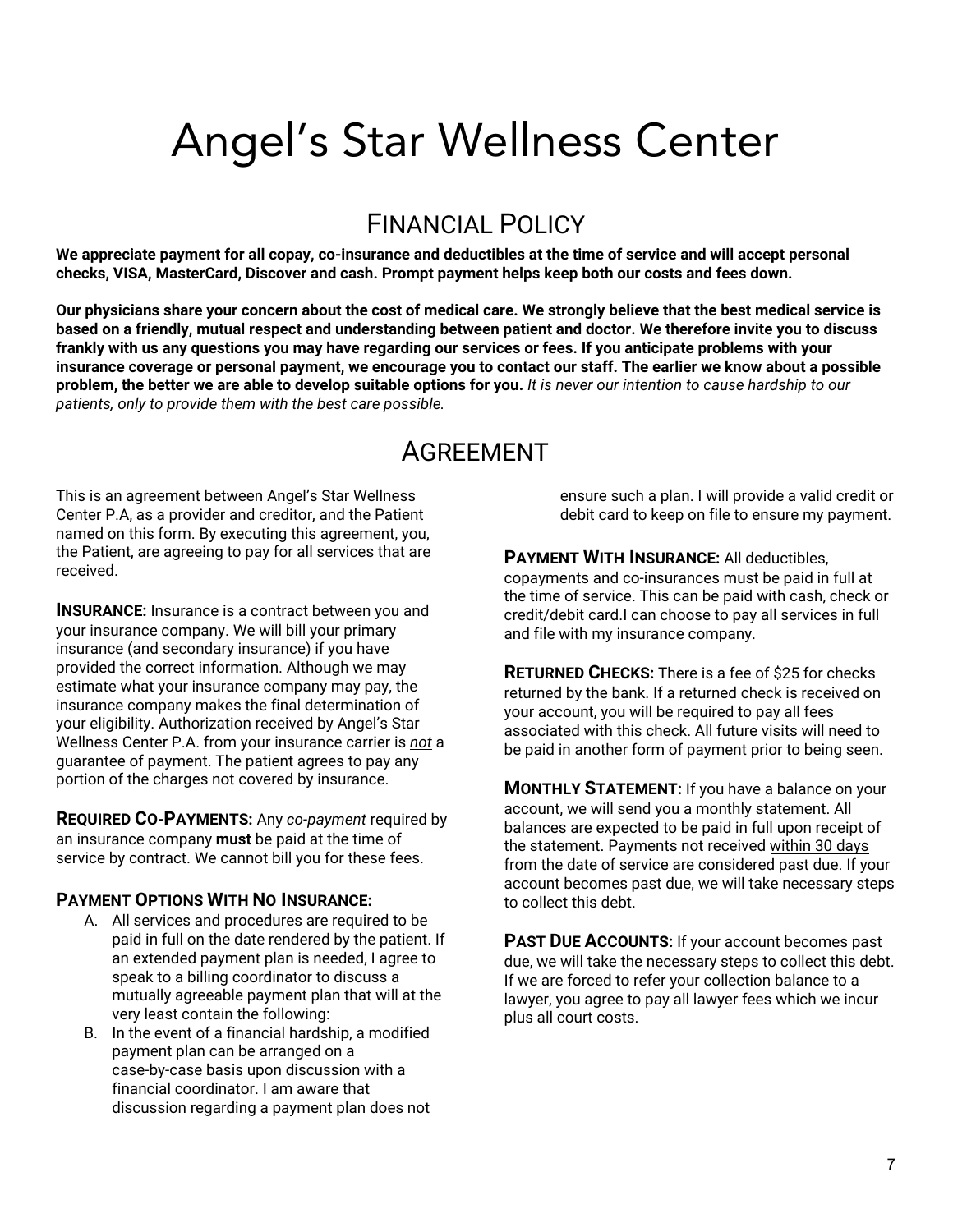# Angel's Star Wellness Center

## Financial Policy

**We appreciate payment for all copay, co-insurance and deductibles at the time of service and will accept personal checks, VISA, MasterCard, Discover and cash. Prompt payment helps keep both our costs and fees down.**

**Our physicians share your concern about the cost of medical care. We strongly believe that the best medical service is based on a friendly, mutual respect and understanding between patient and doctor. We therefore invite you to discuss frankly with us any questions you may have regarding our services or fees. If you anticipate problems with your insurance coverage or personal payment, we encourage you to contact our staff. The earlier we know about a possible problem, the better we are able to develop suitable options for you.** *It is never our intention to cause hardship to our patients, only to provide them with the best care possible.*

## Agreement

This is an agreement between Angel's Star Wellness Center P.A, as a provider and creditor, and the Patient named on this form. By executing this agreement, you, the Patient, are agreeing to pay for all services that are received.

**Insurance:** Insurance is a contract between you and your insurance company. We will bill your primary insurance (and secondary insurance) if you have provided the correct information. Although we may estimate what your insurance company may pay, the insurance company makes the final determination of your eligibility. Authorization received by Angel's Star Wellness Center P.A. from your insurance carrier is ***not*** a guarantee of payment. The patient agrees to pay any portion of the charges not covered by insurance.

**Required Co-Payments:** Any *co-payment* required by an insurance company **must** be paid at the time of service by contract. We cannot bill you for these fees.

**Payment Options With No Insurance:**

A. All services and procedures are required to be paid in full on the date rendered by the patient. If an extended payment plan is needed, I agree to speak to a billing coordinator to discuss a mutually agreeable payment plan that will at the very least contain the following:

B. In the event of a financial hardship, a modified payment plan can be arranged on a case-by-case basis upon discussion with a financial coordinator. I am aware that discussion regarding a payment plan does not ensure such a plan. I will provide a valid credit or debit card to keep on file to ensure my payment.

**Payment With Insurance:** All deductibles, copayments and co-insurances must be paid in full at the time of service. This can be paid with cash, check or credit/debit card.I can choose to pay all services in full and file with my insurance company.

**Returned Checks:** There is a fee of $25 for checks returned by the bank. If a returned check is received on your account, you will be required to pay all fees associated with this check. All future visits will need to be paid in another form of payment prior to being seen.

**Monthly Statement:** If you have a balance on your account, we will send you a monthly statement. All balances are expected to be paid in full upon receipt of the statement. Payments not received within 30 days from the date of service are considered past due. If your account becomes past due, we will take necessary steps to collect this debt.

**Past Due Accounts:** If your account becomes past due, we will take the necessary steps to collect this debt. If we are forced to refer your collection balance to a lawyer, you agree to pay all lawyer fees which we incur plus all court costs.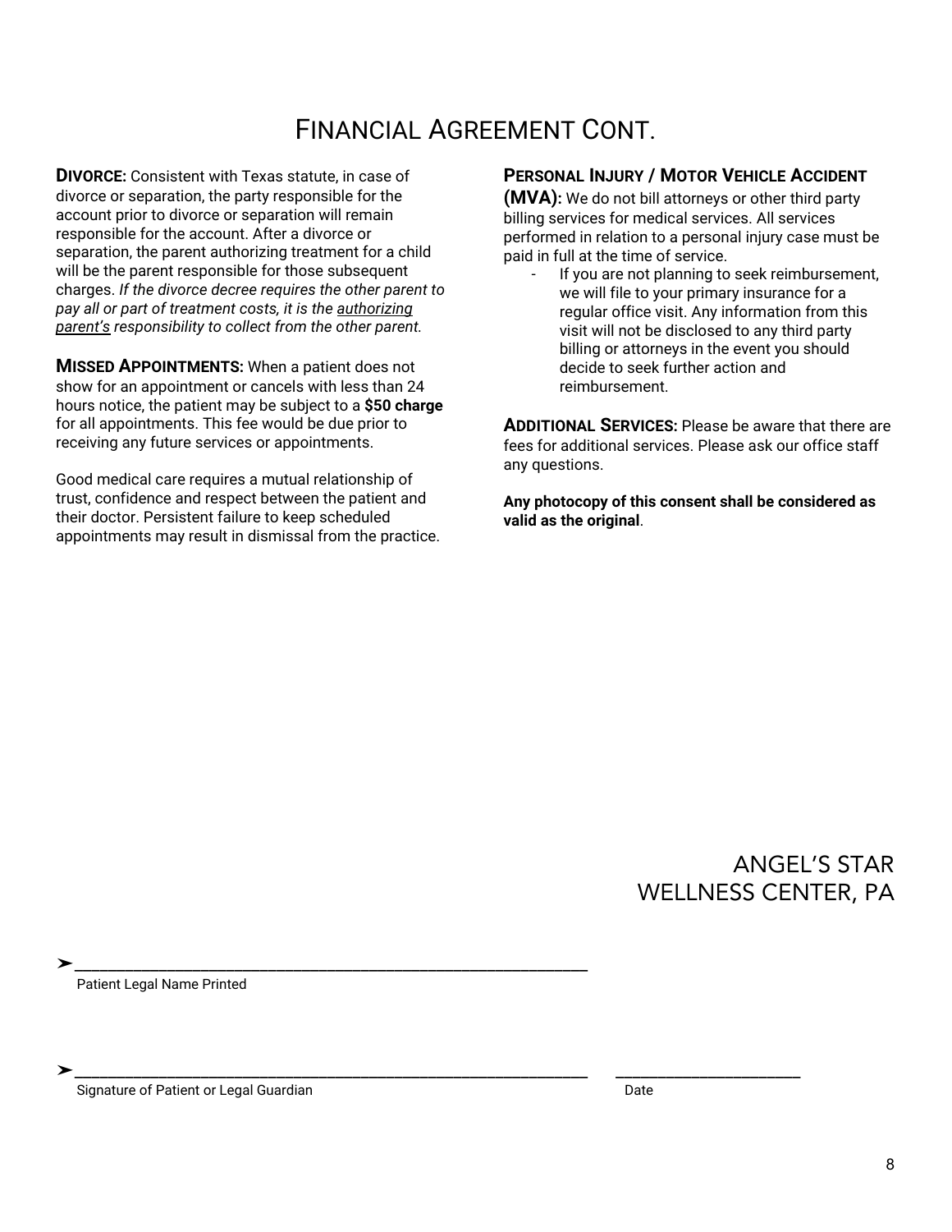# Financial Agreement Cont.

**DIVORCE:** Consistent with Texas statute, in case of divorce or separation, the party responsible for the account prior to divorce or separation will remain responsible for the account. After a divorce or separation, the parent authorizing treatment for a child will be the parent responsible for those subsequent charges. *If the divorce decree requires the other parent to pay all or part of treatment costs, it is the <u>authorizing parent's</u> responsibility to collect from the other parent.*

**MISSED APPOINTMENTS:** When a patient does not show for an appointment or cancels with less than 24 hours notice, the patient may be subject to a **$50 charge** for all appointments. This fee would be due prior to receiving any future services or appointments.

Good medical care requires a mutual relationship of trust, confidence and respect between the patient and their doctor. Persistent failure to keep scheduled appointments may result in dismissal from the practice.

**PERSONAL INJURY / MOTOR VEHICLE ACCIDENT (MVA):** We do not bill attorneys or other third party billing services for medical services. All services performed in relation to a personal injury case must be paid in full at the time of service.

- If you are not planning to seek reimbursement, we will file to your primary insurance for a regular office visit. Any information from this visit will not be disclosed to any third party billing or attorneys in the event you should decide to seek further action and reimbursement.

**ADDITIONAL SERVICES:** Please be aware that there are fees for additional services. Please ask our office staff any questions.

**Any photocopy of this consent shall be considered as valid as the original**.

ANGEL'S STAR
WELLNESS CENTER, PA

➤______________________________________________
Patient Legal Name Printed

➤______________________________________________ ____________________
Signature of Patient or Legal Guardian Date